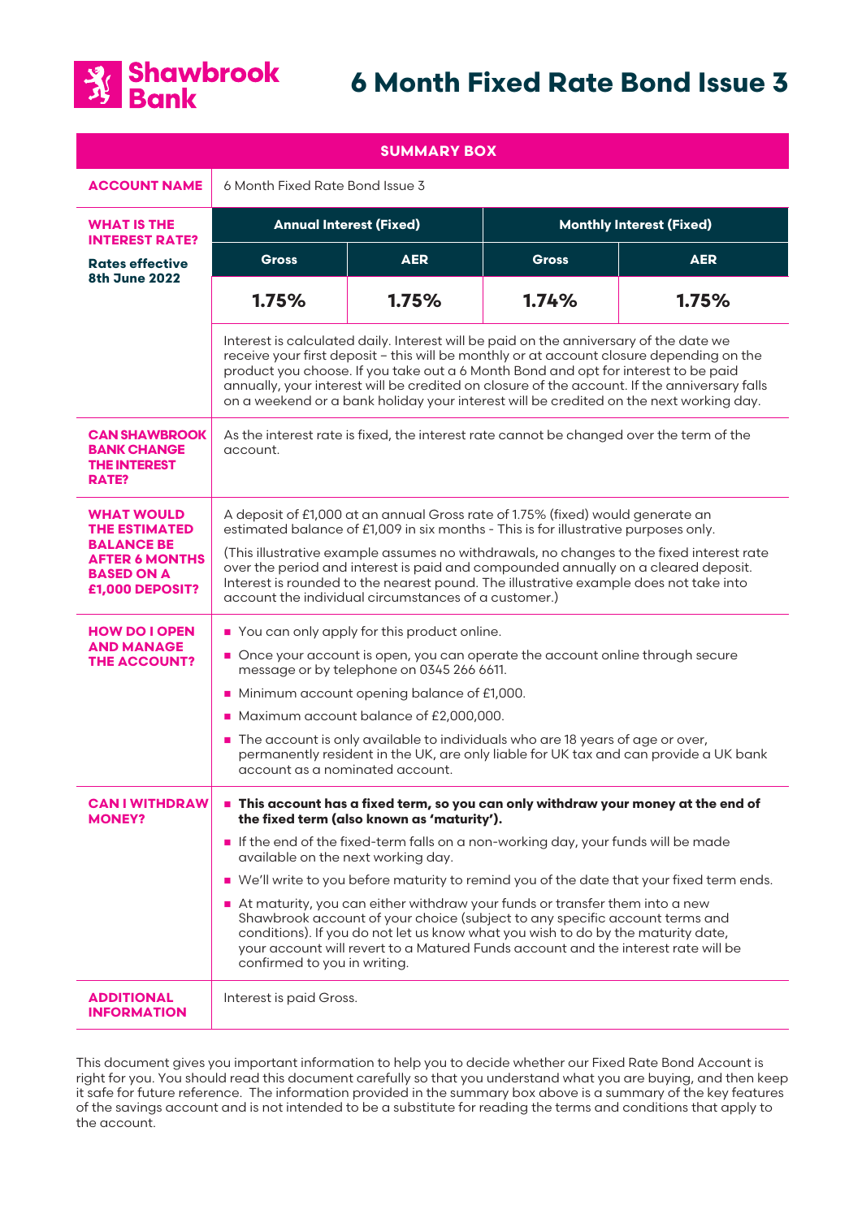# Shawbrook Bank

# 6 Month Fixed Rate Bond Issue 3

| SUMMARY BOX | | | | |
|---|---|---|---|---|
| **ACCOUNT NAME** | 6 Month Fixed Rate Bond Issue 3 | | | |
| **WHAT IS THE INTEREST RATE?** **Rates effective 8th June 2022** | **Annual Interest (Fixed)** | | **Monthly Interest (Fixed)** | |
| | **Gross** | **AER** | **Gross** | **AER** |
| | **1.75%** | **1.75%** | **1.74%** | **1.75%** |
| | Interest is calculated daily. Interest will be paid on the anniversary of the date we receive your first deposit – this will be monthly or at account closure depending on the product you choose. If you take out a 6 Month Bond and opt for interest to be paid annually, your interest will be credited on closure of the account. If the anniversary falls on a weekend or a bank holiday your interest will be credited on the next working day. | | | |
| **CAN SHAWBROOK BANK CHANGE THE INTEREST RATE?** | As the interest rate is fixed, the interest rate cannot be changed over the term of the account. | | | |
| **WHAT WOULD THE ESTIMATED BALANCE BE AFTER 6 MONTHS BASED ON A £1,000 DEPOSIT?** | A deposit of £1,000 at an annual Gross rate of 1.75% (fixed) would generate an estimated balance of £1,009 in six months - This is for illustrative purposes only. (This illustrative example assumes no withdrawals, no changes to the fixed interest rate over the period and interest is paid and compounded annually on a cleared deposit. Interest is rounded to the nearest pound. The illustrative example does not take into account the individual circumstances of a customer.) | | | |
| **HOW DO I OPEN AND MANAGE THE ACCOUNT?** | ■ You can only apply for this product online. ■ Once your account is open, you can operate the account online through secure message or by telephone on 0345 266 6611. ■ Minimum account opening balance of £1,000. ■ Maximum account balance of £2,000,000. ■ The account is only available to individuals who are 18 years of age or over, permanently resident in the UK, are only liable for UK tax and can provide a UK bank account as a nominated account. | | | |
| **CAN I WITHDRAW MONEY?** | ■ **This account has a fixed term, so you can only withdraw your money at the end of the fixed term (also known as 'maturity').** ■ If the end of the fixed-term falls on a non-working day, your funds will be made available on the next working day. ■ We'll write to you before maturity to remind you of the date that your fixed term ends. ■ At maturity, you can either withdraw your funds or transfer them into a new Shawbrook account of your choice (subject to any specific account terms and conditions). If you do not let us know what you wish to do by the maturity date, your account will revert to a Matured Funds account and the interest rate will be confirmed to you in writing. | | | |
| **ADDITIONAL INFORMATION** | Interest is paid Gross. | | | |

This document gives you important information to help you to decide whether our Fixed Rate Bond Account is right for you. You should read this document carefully so that you understand what you are buying, and then keep it safe for future reference. The information provided in the summary box above is a summary of the key features of the savings account and is not intended to be a substitute for reading the terms and conditions that apply to the account.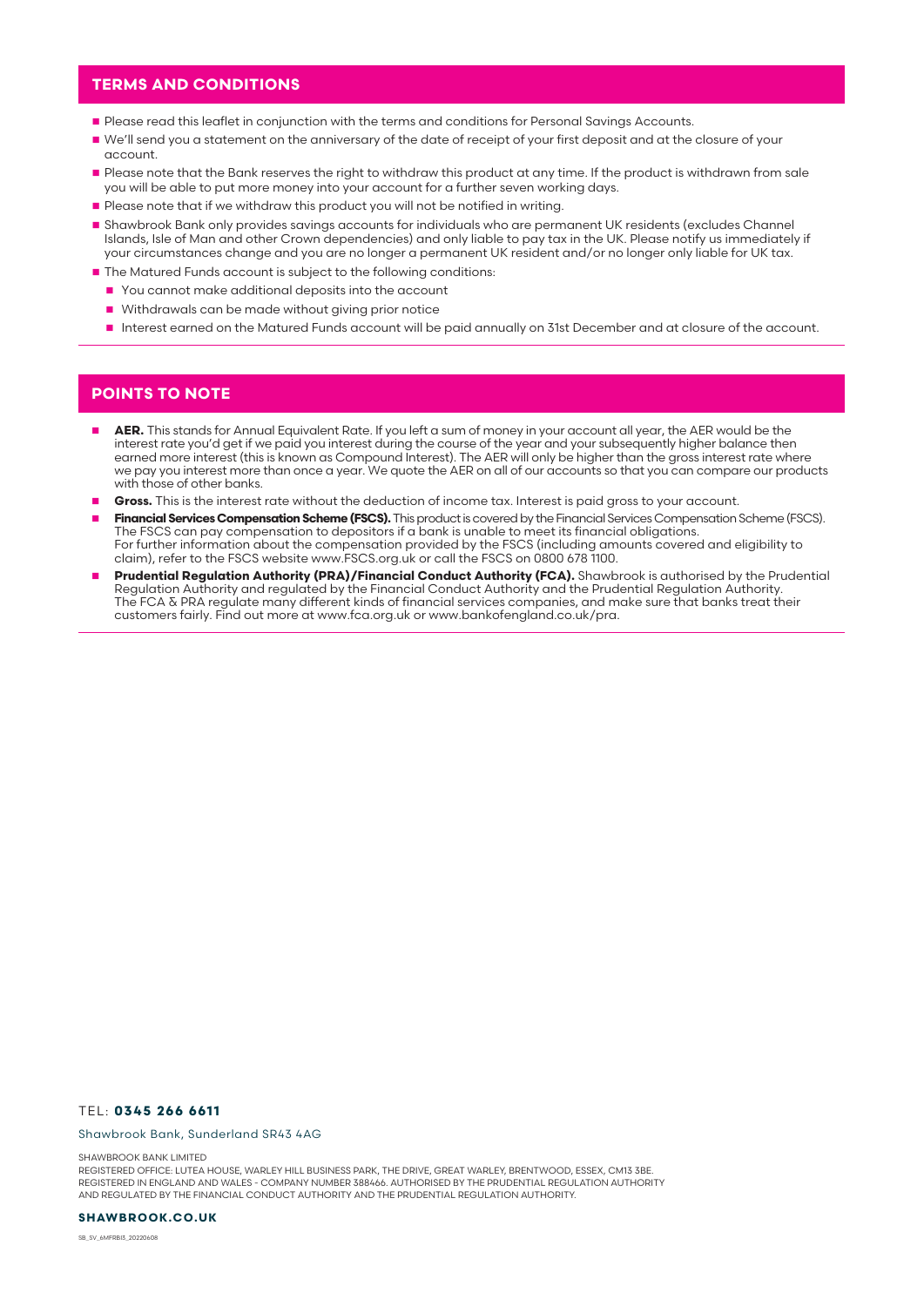## TERMS AND CONDITIONS

- Please read this leaflet in conjunction with the terms and conditions for Personal Savings Accounts.
- We'll send you a statement on the anniversary of the date of receipt of your first deposit and at the closure of your account.
- Please note that the Bank reserves the right to withdraw this product at any time. If the product is withdrawn from sale you will be able to put more money into your account for a further seven working days.
- Please note that if we withdraw this product you will not be notified in writing.
- Shawbrook Bank only provides savings accounts for individuals who are permanent UK residents (excludes Channel Islands, Isle of Man and other Crown dependencies) and only liable to pay tax in the UK. Please notify us immediately if your circumstances change and you are no longer a permanent UK resident and/or no longer only liable for UK tax.
- The Matured Funds account is subject to the following conditions:
  - You cannot make additional deposits into the account
  - Withdrawals can be made without giving prior notice
  - Interest earned on the Matured Funds account will be paid annually on 31st December and at closure of the account.

## POINTS TO NOTE

- **AER.** This stands for Annual Equivalent Rate. If you left a sum of money in your account all year, the AER would be the interest rate you'd get if we paid you interest during the course of the year and your subsequently higher balance then earned more interest (this is known as Compound Interest). The AER will only be higher than the gross interest rate where we pay you interest more than once a year. We quote the AER on all of our accounts so that you can compare our products with those of other banks.
- **Gross.** This is the interest rate without the deduction of income tax. Interest is paid gross to your account.
- **Financial Services Compensation Scheme (FSCS).** This product is covered by the Financial Services Compensation Scheme (FSCS). The FSCS can pay compensation to depositors if a bank is unable to meet its financial obligations. For further information about the compensation provided by the FSCS (including amounts covered and eligibility to claim), refer to the FSCS website www.FSCS.org.uk or call the FSCS on 0800 678 1100.
- **Prudential Regulation Authority (PRA)/Financial Conduct Authority (FCA).** Shawbrook is authorised by the Prudential Regulation Authority and regulated by the Financial Conduct Authority and the Prudential Regulation Authority. The FCA & PRA regulate many different kinds of financial services companies, and make sure that banks treat their customers fairly. Find out more at www.fca.org.uk or www.bankofengland.co.uk/pra.

TEL: **0345 266 6611**

Shawbrook Bank, Sunderland SR43 4AG

SHAWBROOK BANK LIMITED
REGISTERED OFFICE: LUTEA HOUSE, WARLEY HILL BUSINESS PARK, THE DRIVE, GREAT WARLEY, BRENTWOOD, ESSEX, CM13 3BE.
REGISTERED IN ENGLAND AND WALES - COMPANY NUMBER 388466. AUTHORISED BY THE PRUDENTIAL REGULATION AUTHORITY AND REGULATED BY THE FINANCIAL CONDUCT AUTHORITY AND THE PRUDENTIAL REGULATION AUTHORITY.

**SHAWBROOK.CO.UK**

SB_SV_6MFRBI3_20220608